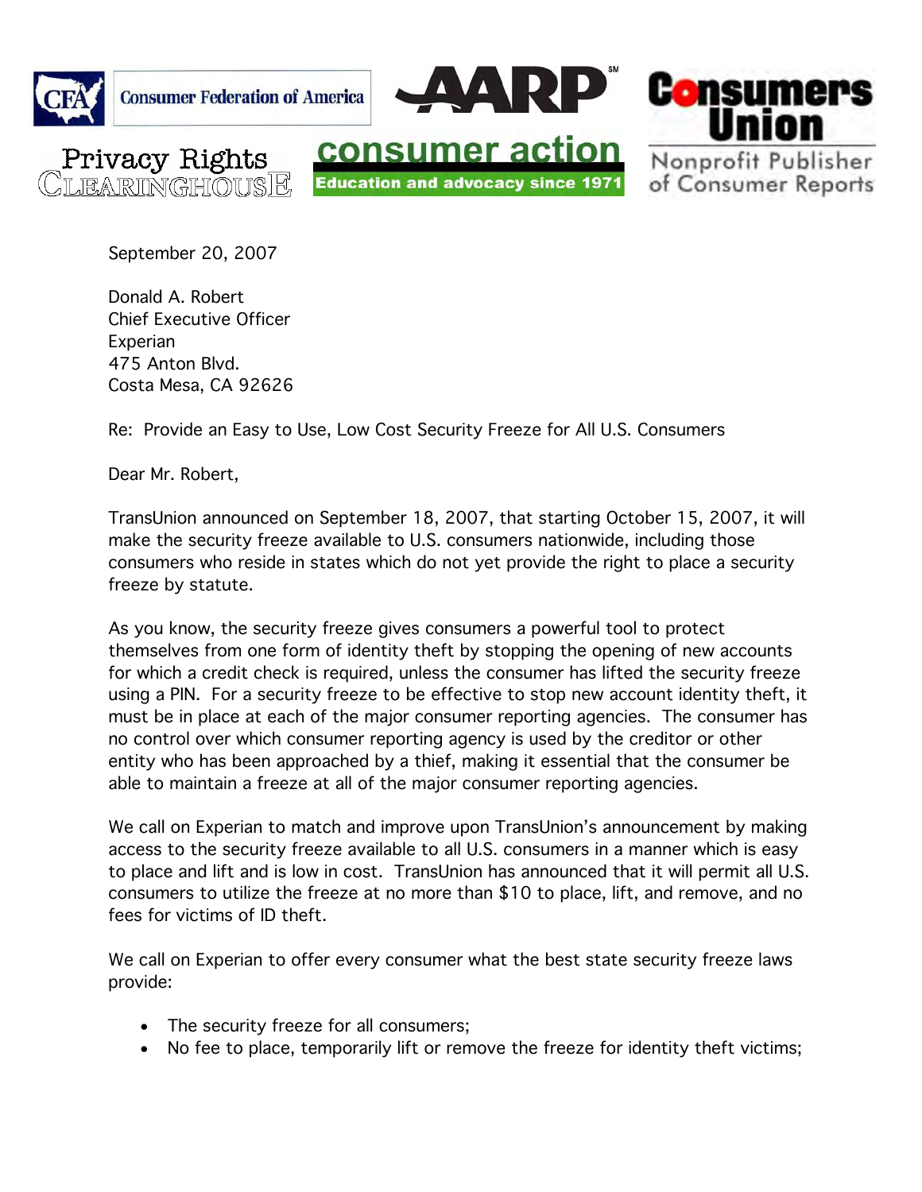Consumer Federation of America | AARP | Consumers Union, Nonprofit Publisher of Consumer Reports | Privacy Rights Clearinghouse | consumer action, Education and advocacy since 1971

September 20, 2007

Donald A. Robert
Chief Executive Officer
Experian
475 Anton Blvd.
Costa Mesa, CA 92626

Re: Provide an Easy to Use, Low Cost Security Freeze for All U.S. Consumers

Dear Mr. Robert,

TransUnion announced on September 18, 2007, that starting October 15, 2007, it will make the security freeze available to U.S. consumers nationwide, including those consumers who reside in states which do not yet provide the right to place a security freeze by statute.

As you know, the security freeze gives consumers a powerful tool to protect themselves from one form of identity theft by stopping the opening of new accounts for which a credit check is required, unless the consumer has lifted the security freeze using a PIN. For a security freeze to be effective to stop new account identity theft, it must be in place at each of the major consumer reporting agencies. The consumer has no control over which consumer reporting agency is used by the creditor or other entity who has been approached by a thief, making it essential that the consumer be able to maintain a freeze at all of the major consumer reporting agencies.

We call on Experian to match and improve upon TransUnion's announcement by making access to the security freeze available to all U.S. consumers in a manner which is easy to place and lift and is low in cost. TransUnion has announced that it will permit all U.S. consumers to utilize the freeze at no more than $10 to place, lift, and remove, and no fees for victims of ID theft.

We call on Experian to offer every consumer what the best state security freeze laws provide:

- The security freeze for all consumers;
- No fee to place, temporarily lift or remove the freeze for identity theft victims;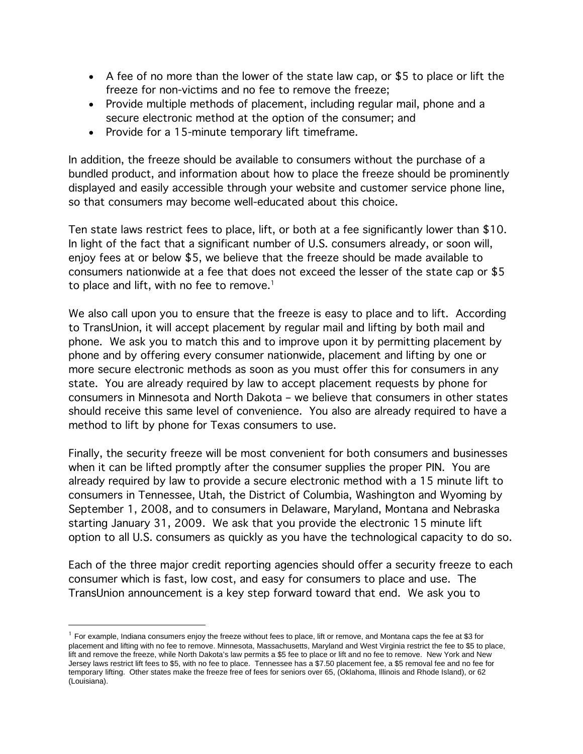- A fee of no more than the lower of the state law cap, or $5 to place or lift the freeze for non-victims and no fee to remove the freeze;
- Provide multiple methods of placement, including regular mail, phone and a secure electronic method at the option of the consumer; and
- Provide for a 15-minute temporary lift timeframe.

In addition, the freeze should be available to consumers without the purchase of a bundled product, and information about how to place the freeze should be prominently displayed and easily accessible through your website and customer service phone line, so that consumers may become well-educated about this choice.

Ten state laws restrict fees to place, lift, or both at a fee significantly lower than $10. In light of the fact that a significant number of U.S. consumers already, or soon will, enjoy fees at or below $5, we believe that the freeze should be made available to consumers nationwide at a fee that does not exceed the lesser of the state cap or $5 to place and lift, with no fee to remove.[1]

We also call upon you to ensure that the freeze is easy to place and to lift. According to TransUnion, it will accept placement by regular mail and lifting by both mail and phone. We ask you to match this and to improve upon it by permitting placement by phone and by offering every consumer nationwide, placement and lifting by one or more secure electronic methods as soon as you must offer this for consumers in any state. You are already required by law to accept placement requests by phone for consumers in Minnesota and North Dakota – we believe that consumers in other states should receive this same level of convenience. You also are already required to have a method to lift by phone for Texas consumers to use.

Finally, the security freeze will be most convenient for both consumers and businesses when it can be lifted promptly after the consumer supplies the proper PIN. You are already required by law to provide a secure electronic method with a 15 minute lift to consumers in Tennessee, Utah, the District of Columbia, Washington and Wyoming by September 1, 2008, and to consumers in Delaware, Maryland, Montana and Nebraska starting January 31, 2009. We ask that you provide the electronic 15 minute lift option to all U.S. consumers as quickly as you have the technological capacity to do so.

Each of the three major credit reporting agencies should offer a security freeze to each consumer which is fast, low cost, and easy for consumers to place and use. The TransUnion announcement is a key step forward toward that end. We ask you to

[1] For example, Indiana consumers enjoy the freeze without fees to place, lift or remove, and Montana caps the fee at $3 for placement and lifting with no fee to remove. Minnesota, Massachusetts, Maryland and West Virginia restrict the fee to $5 to place, lift and remove the freeze, while North Dakota's law permits a $5 fee to place or lift and no fee to remove. New York and New Jersey laws restrict lift fees to $5, with no fee to place. Tennessee has a $7.50 placement fee, a $5 removal fee and no fee for temporary lifting. Other states make the freeze free of fees for seniors over 65, (Oklahoma, Illinois and Rhode Island), or 62 (Louisiana).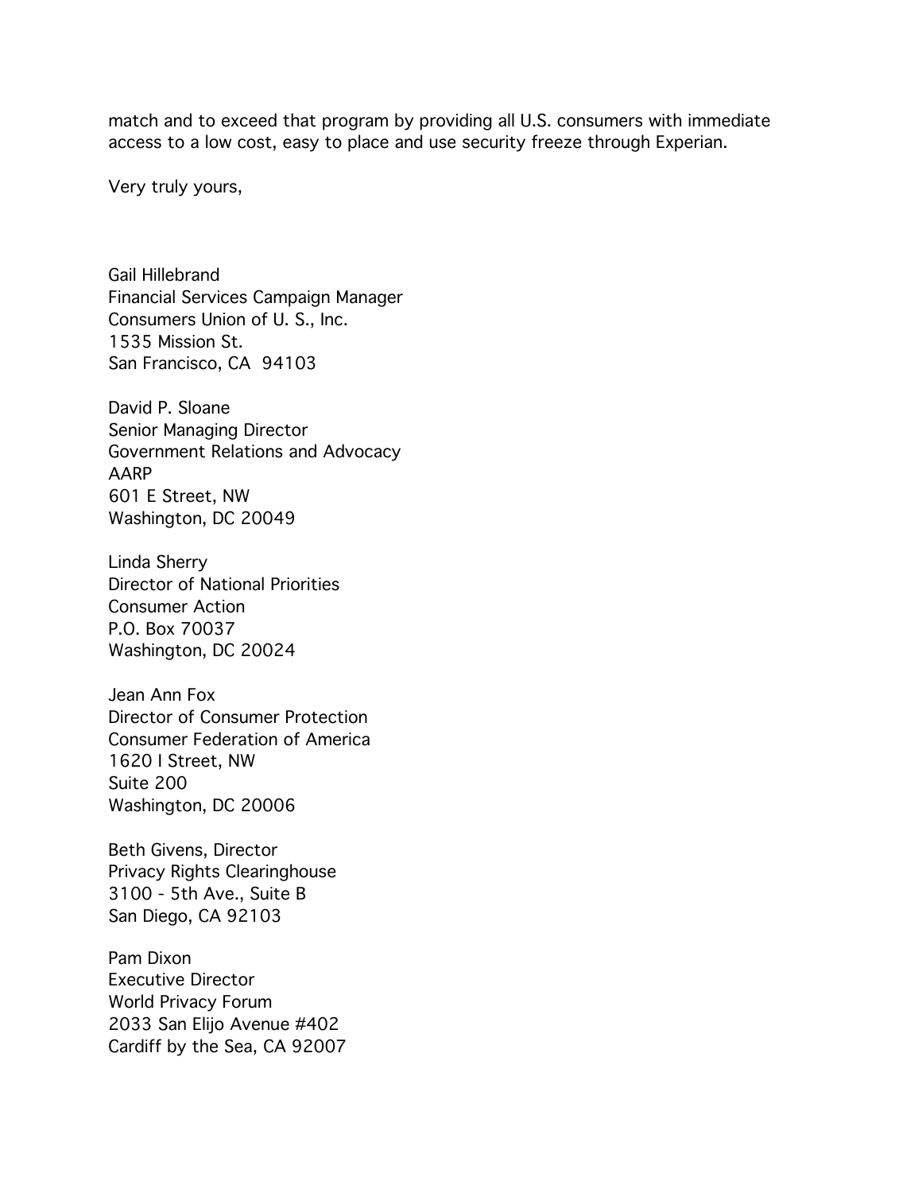match and to exceed that program by providing all U.S. consumers with immediate access to a low cost, easy to place and use security freeze through Experian.

Very truly yours,

Gail Hillebrand  
Financial Services Campaign Manager  
Consumers Union of U. S., Inc.  
1535 Mission St.  
San Francisco, CA 94103

David P. Sloane  
Senior Managing Director  
Government Relations and Advocacy  
AARP  
601 E Street, NW  
Washington, DC 20049

Linda Sherry  
Director of National Priorities  
Consumer Action  
P.O. Box 70037  
Washington, DC 20024

Jean Ann Fox  
Director of Consumer Protection  
Consumer Federation of America  
1620 I Street, NW  
Suite 200  
Washington, DC 20006

Beth Givens, Director  
Privacy Rights Clearinghouse  
3100 - 5th Ave., Suite B  
San Diego, CA 92103

Pam Dixon  
Executive Director  
World Privacy Forum  
2033 San Elijo Avenue #402  
Cardiff by the Sea, CA 92007